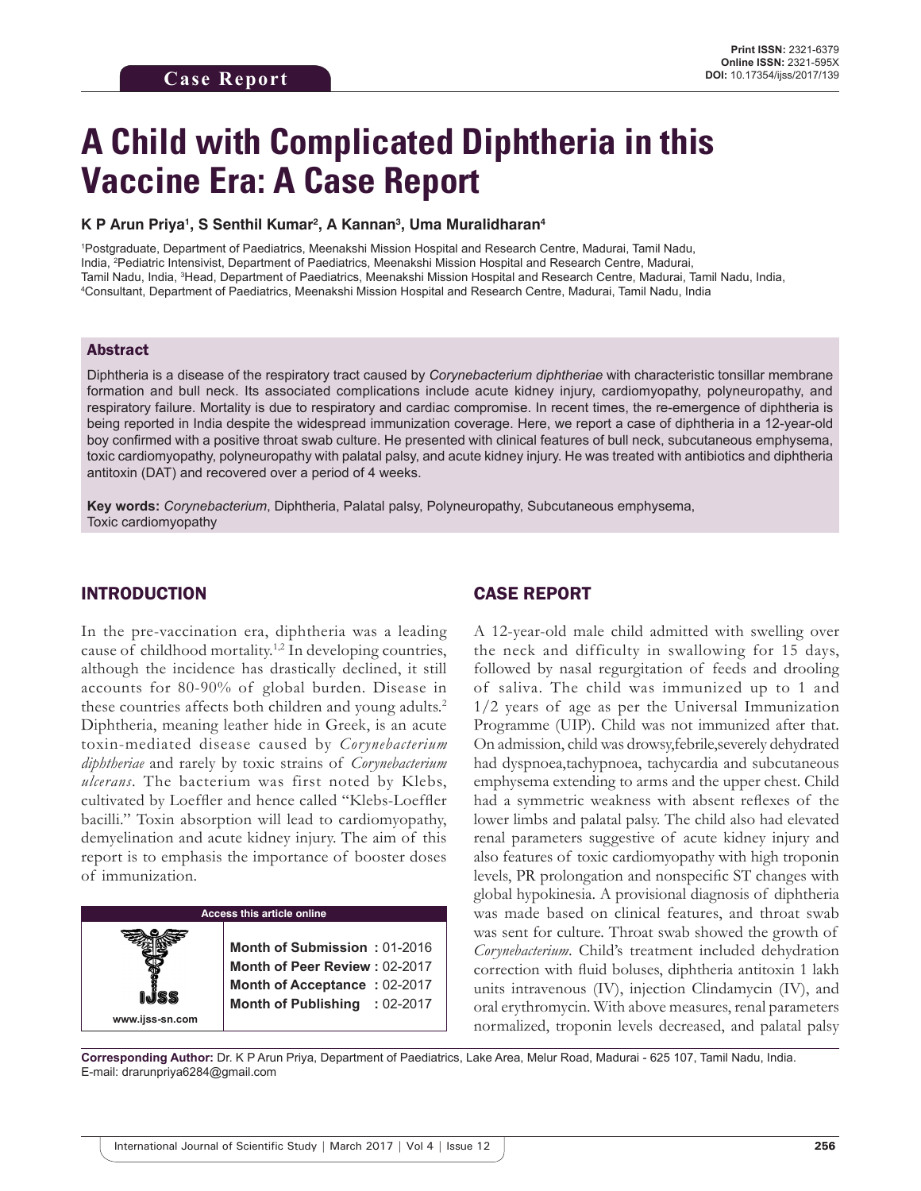Case Report

Print ISSN: 2321-6379
Online ISSN: 2321-595X
DOI: 10.17354/ijss/2017/139

# A Child with Complicated Diphtheria in this Vaccine Era: A Case Report

**K P Arun Priya[1], S Senthil Kumar[2], A Kannan[3], Uma Muralidharan[4]**

[1]Postgraduate, Department of Paediatrics, Meenakshi Mission Hospital and Research Centre, Madurai, Tamil Nadu, India, [2]Pediatric Intensivist, Department of Paediatrics, Meenakshi Mission Hospital and Research Centre, Madurai, Tamil Nadu, India, [3]Head, Department of Paediatrics, Meenakshi Mission Hospital and Research Centre, Madurai, Tamil Nadu, India, [4]Consultant, Department of Paediatrics, Meenakshi Mission Hospital and Research Centre, Madurai, Tamil Nadu, India

## Abstract

Diphtheria is a disease of the respiratory tract caused by *Corynebacterium diphtheriae* with characteristic tonsillar membrane formation and bull neck. Its associated complications include acute kidney injury, cardiomyopathy, polyneuropathy, and respiratory failure. Mortality is due to respiratory and cardiac compromise. In recent times, the re-emergence of diphtheria is being reported in India despite the widespread immunization coverage. Here, we report a case of diphtheria in a 12-year-old boy confirmed with a positive throat swab culture. He presented with clinical features of bull neck, subcutaneous emphysema, toxic cardiomyopathy, polyneuropathy with palatal palsy, and acute kidney injury. He was treated with antibiotics and diphtheria antitoxin (DAT) and recovered over a period of 4 weeks.

**Key words:** *Corynebacterium*, Diphtheria, Palatal palsy, Polyneuropathy, Subcutaneous emphysema, Toxic cardiomyopathy

## INTRODUCTION

In the pre-vaccination era, diphtheria was a leading cause of childhood mortality.[1,2] In developing countries, although the incidence has drastically declined, it still accounts for 80-90% of global burden. Disease in these countries affects both children and young adults.[2] Diphtheria, meaning leather hide in Greek, is an acute toxin-mediated disease caused by *Corynebacterium diphtheriae* and rarely by toxic strains of *Corynebacterium ulcerans*. The bacterium was first noted by Klebs, cultivated by Loeffler and hence called "Klebs-Loeffler bacilli." Toxin absorption will lead to cardiomyopathy, demyelination and acute kidney injury. The aim of this report is to emphasis the importance of booster doses of immunization.

| Access this article online | |
|---|---|
| www.ijss-sn.com | **Month of Submission :** 01-2016<br>**Month of Peer Review :** 02-2017<br>**Month of Acceptance :** 02-2017<br>**Month of Publishing :** 02-2017 |

## CASE REPORT

A 12-year-old male child admitted with swelling over the neck and difficulty in swallowing for 15 days, followed by nasal regurgitation of feeds and drooling of saliva. The child was immunized up to 1 and 1/2 years of age as per the Universal Immunization Programme (UIP). Child was not immunized after that. On admission, child was drowsy,febrile,severely dehydrated had dyspnoea,tachypnoea, tachycardia and subcutaneous emphysema extending to arms and the upper chest. Child had a symmetric weakness with absent reflexes of the lower limbs and palatal palsy. The child also had elevated renal parameters suggestive of acute kidney injury and also features of toxic cardiomyopathy with high troponin levels, PR prolongation and nonspecific ST changes with global hypokinesia. A provisional diagnosis of diphtheria was made based on clinical features, and throat swab was sent for culture. Throat swab showed the growth of *Corynebacterium*. Child's treatment included dehydration correction with fluid boluses, diphtheria antitoxin 1 lakh units intravenous (IV), injection Clindamycin (IV), and oral erythromycin. With above measures, renal parameters normalized, troponin levels decreased, and palatal palsy

**Corresponding Author:** Dr. K P Arun Priya, Department of Paediatrics, Lake Area, Melur Road, Madurai - 625 107, Tamil Nadu, India. E-mail: drarunpriya6284@gmail.com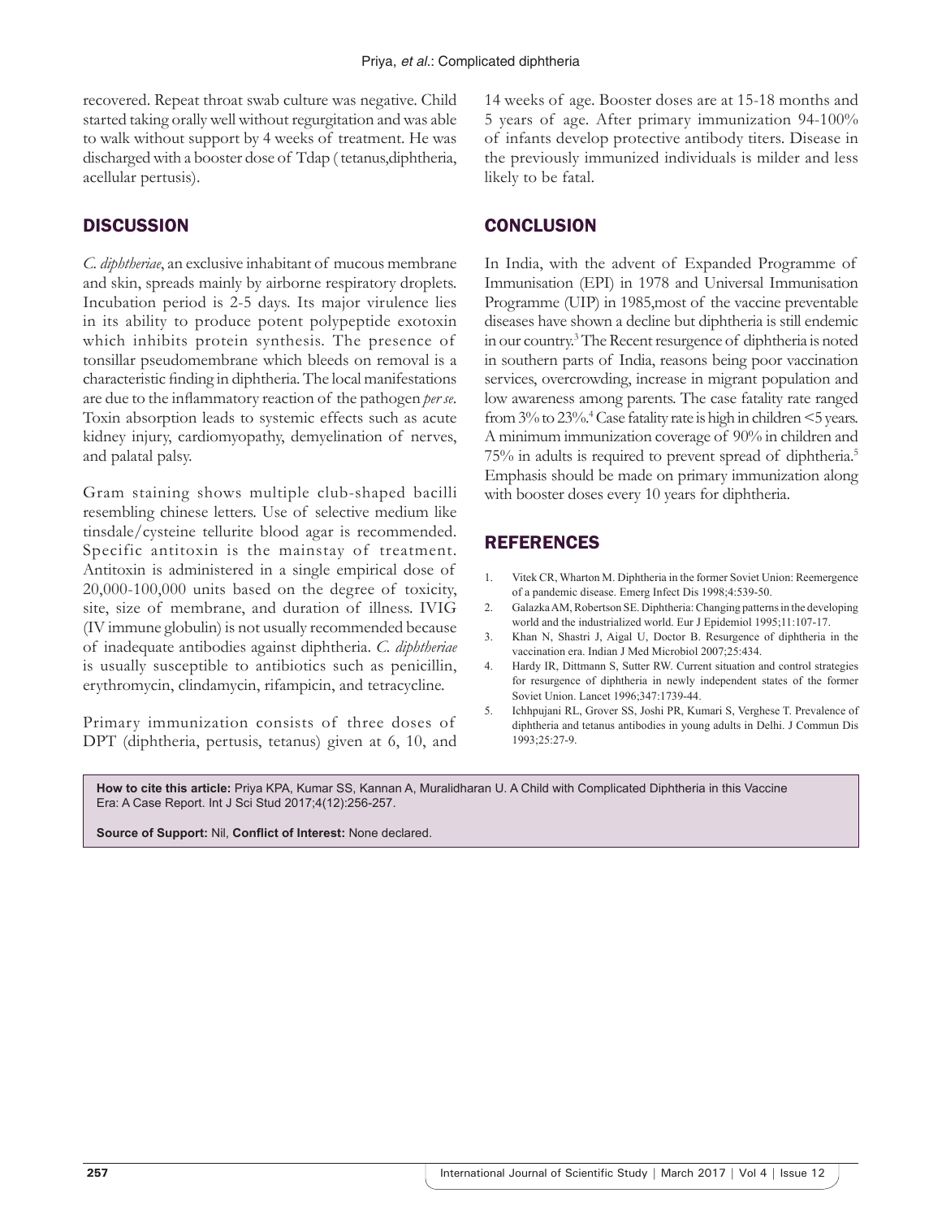recovered. Repeat throat swab culture was negative. Child started taking orally well without regurgitation and was able to walk without support by 4 weeks of treatment. He was discharged with a booster dose of Tdap ( tetanus,diphtheria, acellular pertusis).

## DISCUSSION

*C. diphtheriae*, an exclusive inhabitant of mucous membrane and skin, spreads mainly by airborne respiratory droplets. Incubation period is 2-5 days. Its major virulence lies in its ability to produce potent polypeptide exotoxin which inhibits protein synthesis. The presence of tonsillar pseudomembrane which bleeds on removal is a characteristic finding in diphtheria. The local manifestations are due to the inflammatory reaction of the pathogen *per se*. Toxin absorption leads to systemic effects such as acute kidney injury, cardiomyopathy, demyelination of nerves, and palatal palsy.

Gram staining shows multiple club-shaped bacilli resembling chinese letters. Use of selective medium like tinsdale/cysteine tellurite blood agar is recommended. Specific antitoxin is the mainstay of treatment. Antitoxin is administered in a single empirical dose of 20,000-100,000 units based on the degree of toxicity, site, size of membrane, and duration of illness. IVIG (IV immune globulin) is not usually recommended because of inadequate antibodies against diphtheria. *C. diphtheriae* is usually susceptible to antibiotics such as penicillin, erythromycin, clindamycin, rifampicin, and tetracycline.

Primary immunization consists of three doses of DPT (diphtheria, pertusis, tetanus) given at 6, 10, and 14 weeks of age. Booster doses are at 15-18 months and 5 years of age. After primary immunization 94-100% of infants develop protective antibody titers. Disease in the previously immunized individuals is milder and less likely to be fatal.

## CONCLUSION

In India, with the advent of Expanded Programme of Immunisation (EPI) in 1978 and Universal Immunisation Programme (UIP) in 1985,most of the vaccine preventable diseases have shown a decline but diphtheria is still endemic in our country.[3] The Recent resurgence of diphtheria is noted in southern parts of India, reasons being poor vaccination services, overcrowding, increase in migrant population and low awareness among parents. The case fatality rate ranged from 3% to 23%.[4] Case fatality rate is high in children <5 years. A minimum immunization coverage of 90% in children and 75% in adults is required to prevent spread of diphtheria.[5] Emphasis should be made on primary immunization along with booster doses every 10 years for diphtheria.

## REFERENCES

1. Vitek CR, Wharton M. Diphtheria in the former Soviet Union: Reemergence of a pandemic disease. Emerg Infect Dis 1998;4:539-50.
2. Galazka AM, Robertson SE. Diphtheria: Changing patterns in the developing world and the industrialized world. Eur J Epidemiol 1995;11:107-17.
3. Khan N, Shastri J, Aigal U, Doctor B. Resurgence of diphtheria in the vaccination era. Indian J Med Microbiol 2007;25:434.
4. Hardy IR, Dittmann S, Sutter RW. Current situation and control strategies for resurgence of diphtheria in newly independent states of the former Soviet Union. Lancet 1996;347:1739-44.
5. Ichhpujani RL, Grover SS, Joshi PR, Kumari S, Verghese T. Prevalence of diphtheria and tetanus antibodies in young adults in Delhi. J Commun Dis 1993;25:27-9.

**How to cite this article:** Priya KPA, Kumar SS, Kannan A, Muralidharan U. A Child with Complicated Diphtheria in this Vaccine Era: A Case Report. Int J Sci Stud 2017;4(12):256-257.

**Source of Support:** Nil, **Conflict of Interest:** None declared.